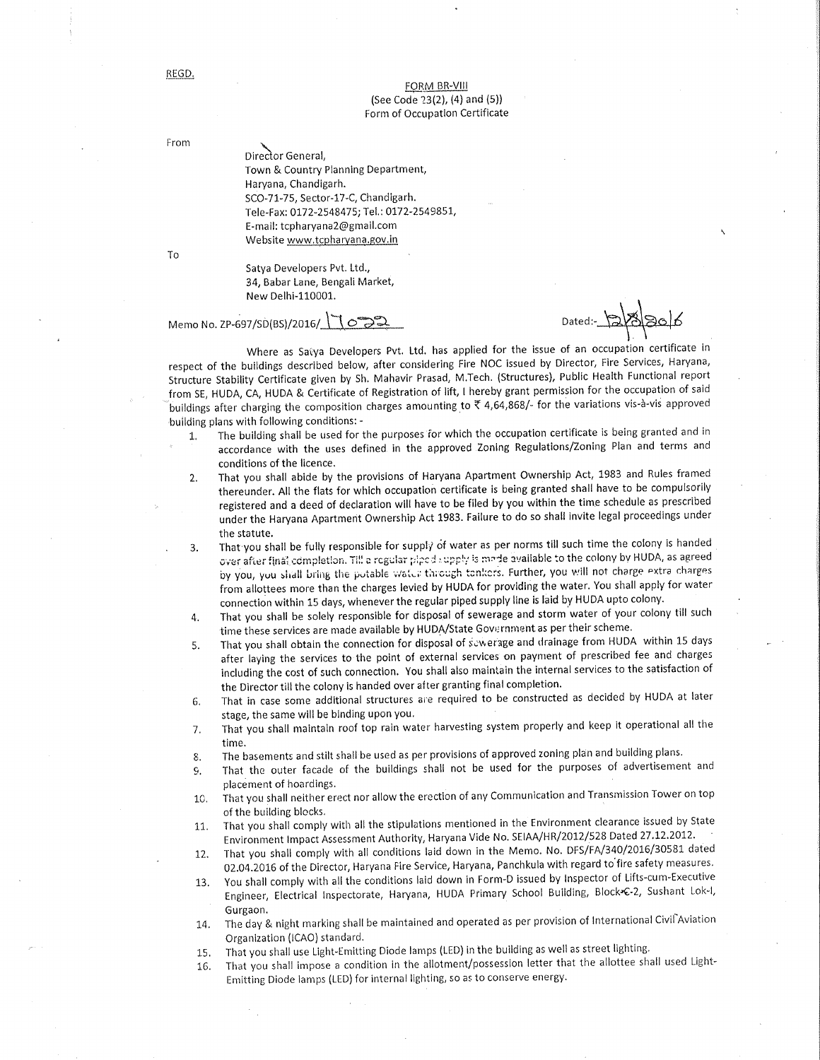REGD.

FORM BR-VIII
(See Code 13(2), (4) and (5))
Form of Occupation Certificate

From

Director General,
Town & Country Planning Department,
Haryana, Chandigarh.
SCO-71-75, Sector-17-C, Chandigarh.
Tele-Fax: 0172-2548475; Tel.: 0172-2549851,
E-mail: tcpharyana2@gmail.com
Website www.tcpharyana.gov.in

To

Satya Developers Pvt. Ltd.,
34, Babar Lane, Bengali Market,
New Delhi-110001.

Memo No. ZP-697/SD(BS)/2016/17022

Dated:- 12/8/2016

Where as Satya Developers Pvt. Ltd. has applied for the issue of an occupation certificate in respect of the buildings described below, after considering Fire NOC issued by Director, Fire Services, Haryana, Structure Stability Certificate given by Sh. Mahavir Prasad, M.Tech. (Structures), Public Health Functional report from SE, HUDA, CA, HUDA & Certificate of Registration of lift, I hereby grant permission for the occupation of said buildings after charging the composition charges amounting to ₹ 4,64,868/- for the variations vis-à-vis approved building plans with following conditions: -

1. The building shall be used for the purposes for which the occupation certificate is being granted and in accordance with the uses defined in the approved Zoning Regulations/Zoning Plan and terms and conditions of the licence.
2. That you shall abide by the provisions of Haryana Apartment Ownership Act, 1983 and Rules framed thereunder. All the flats for which occupation certificate is being granted shall have to be compulsorily registered and a deed of declaration will have to be filed by you within the time schedule as prescribed under the Haryana Apartment Ownership Act 1983. Failure to do so shall invite legal proceedings under the statute.
3. That you shall be fully responsible for supply of water as per norms till such time the colony is handed over after final completion. Till a regular piped supply is made available to the colony by HUDA, as agreed by you, you shall bring the potable water through tankers. Further, you will not charge extra charges from allottees more than the charges levied by HUDA for providing the water. You shall apply for water connection within 15 days, whenever the regular piped supply line is laid by HUDA upto colony.
4. That you shall be solely responsible for disposal of sewerage and storm water of your colony till such time these services are made available by HUDA/State Government as per their scheme.
5. That you shall obtain the connection for disposal of sewerage and drainage from HUDA within 15 days after laying the services to the point of external services on payment of prescribed fee and charges including the cost of such connection. You shall also maintain the internal services to the satisfaction of the Director till the colony is handed over after granting final completion.
6. That in case some additional structures are required to be constructed as decided by HUDA at later stage, the same will be binding upon you.
7. That you shall maintain roof top rain water harvesting system properly and keep it operational all the time.
8. The basements and stilt shall be used as per provisions of approved zoning plan and building plans.
9. That the outer facade of the buildings shall not be used for the purposes of advertisement and placement of hoardings.
10. That you shall neither erect nor allow the erection of any Communication and Transmission Tower on top of the building blocks.
11. That you shall comply with all the stipulations mentioned in the Environment clearance issued by State Environment Impact Assessment Authority, Haryana Vide No. SEIAA/HR/2012/528 Dated 27.12.2012.
12. That you shall comply with all conditions laid down in the Memo. No. DFS/FA/340/2016/30581 dated 02.04.2016 of the Director, Haryana Fire Service, Haryana, Panchkula with regard to fire safety measures.
13. You shall comply with all the conditions laid down in Form-D issued by Inspector of Lifts-cum-Executive Engineer, Electrical Inspectorate, Haryana, HUDA Primary School Building, Block-C-2, Sushant Lok-I, Gurgaon.
14. The day & night marking shall be maintained and operated as per provision of International Civil Aviation Organization (ICAO) standard.
15. That you shall use Light-Emitting Diode lamps (LED) in the building as well as street lighting.
16. That you shall impose a condition in the allotment/possession letter that the allottee shall used Light-Emitting Diode lamps (LED) for internal lighting, so as to conserve energy.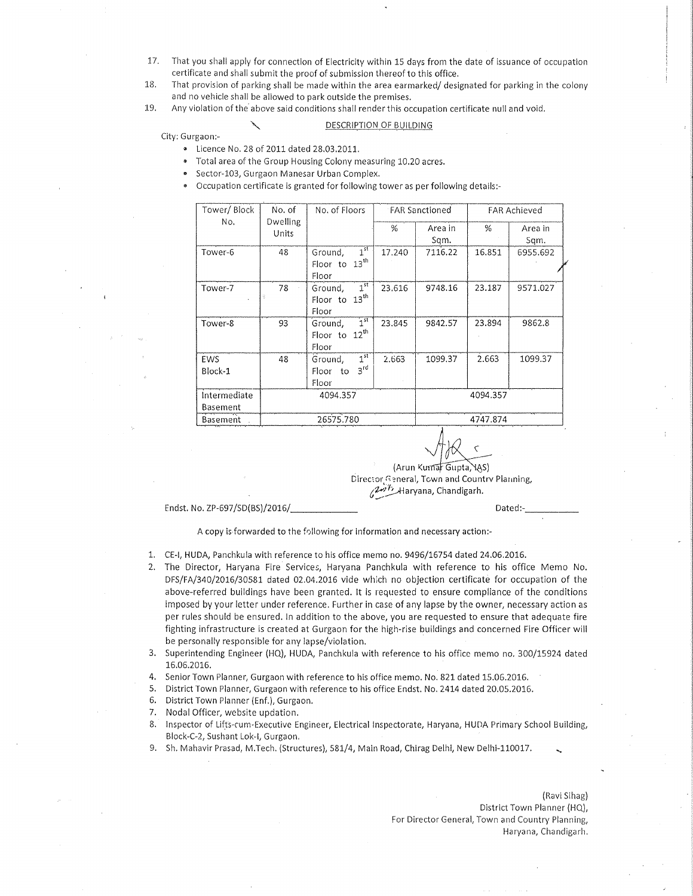17. That you shall apply for connection of Electricity within 15 days from the date of issuance of occupation certificate and shall submit the proof of submission thereof to this office.
18. That provision of parking shall be made within the area earmarked/ designated for parking in the colony and no vehicle shall be allowed to park outside the premises.
19. Any violation of the above said conditions shall render this occupation certificate null and void.

DESCRIPTION OF BUILDING

City: Gurgaon:-

- Licence No. 28 of 2011 dated 28.03.2011.
- Total area of the Group Housing Colony measuring 10.20 acres.
- Sector-103, Gurgaon Manesar Urban Complex.
- Occupation certificate is granted for following tower as per following details:-

| Tower/ Block No. | No. of Dwelling Units | No. of Floors | FAR Sanctioned | | FAR Achieved | |
|---|---|---|---|---|---|---|
| | | | % | Area in Sqm. | % | Area in Sqm. |
| Tower-6 | 48 | Ground, 1st Floor to 13th Floor | 17.240 | 7116.22 | 16.851 | 6955.692 |
| Tower-7 | 78 | Ground, 1st Floor to 13th Floor | 23.616 | 9748.16 | 23.187 | 9571.027 |
| Tower-8 | 93 | Ground, 1st Floor to 12th Floor | 23.845 | 9842.57 | 23.894 | 9862.8 |
| EWS Block-1 | 48 | Ground, 1st Floor to 3rd Floor | 2.663 | 1099.37 | 2.663 | 1099.37 |
| Intermediate Basement | 4094.357 | | | | 4094.357 | |
| Basement | 26575.780 | | | | 4747.874 | |

(Arun Kumar Gupta, IAS)
Director General, Town and Country Planning,
Haryana, Chandigarh.

Endst. No. ZP-697/SD(BS)/2016/_____________ Dated:-__________

A copy is forwarded to the following for information and necessary action:-

1. CE-I, HUDA, Panchkula with reference to his office memo no. 9496/16754 dated 24.06.2016.
2. The Director, Haryana Fire Services, Haryana Panchkula with reference to his office Memo No. DFS/FA/340/2016/30581 dated 02.04.2016 vide which no objection certificate for occupation of the above-referred buildings have been granted. It is requested to ensure compliance of the conditions imposed by your letter under reference. Further in case of any lapse by the owner, necessary action as per rules should be ensured. In addition to the above, you are requested to ensure that adequate fire fighting infrastructure is created at Gurgaon for the high-rise buildings and concerned Fire Officer will be personally responsible for any lapse/violation.
3. Superintending Engineer (HQ), HUDA, Panchkula with reference to his office memo no. 300/15924 dated 16.06.2016.
4. Senior Town Planner, Gurgaon with reference to his office memo. No. 821 dated 15.06.2016.
5. District Town Planner, Gurgaon with reference to his office Endst. No. 2414 dated 20.05.2016.
6. District Town Planner (Enf.), Gurgaon.
7. Nodal Officer, website updation.
8. Inspector of Lifts-cum-Executive Engineer, Electrical Inspectorate, Haryana, HUDA Primary School Building, Block-C-2, Sushant Lok-I, Gurgaon.
9. Sh. Mahavir Prasad, M.Tech. (Structures), 581/4, Main Road, Chirag Delhi, New Delhi-110017.

(Ravi Sihag)
District Town Planner (HQ),
For Director General, Town and Country Planning,
Haryana, Chandigarh.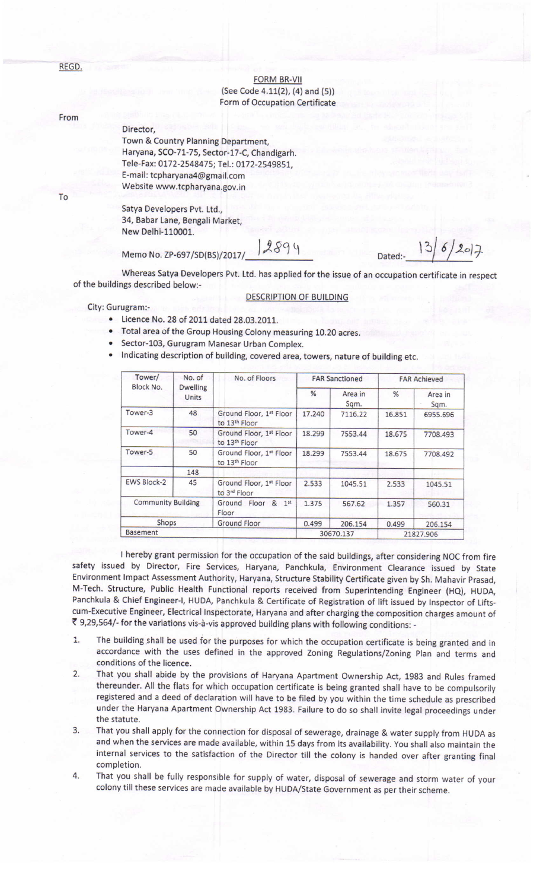REGD.

FORM BR-VII

(See Code 4.11(2), (4) and (5))

Form of Occupation Certificate

From

Director,
Town & Country Planning Department,
Haryana, SCO-71-75, Sector-17-C, Chandigarh.
Tele-Fax: 0172-2548475; Tel.: 0172-2549851,
E-mail: tcpharyana4@gmail.com
Website www.tcpharyana.gov.in

To

Satya Developers Pvt. Ltd.,
34, Babar Lane, Bengali Market,
New Delhi-110001.

Memo No. ZP-697/SD(BS)/2017/ 12894 Dated:- 13/6/2017

Whereas Satya Developers Pvt. Ltd. has applied for the issue of an occupation certificate in respect of the buildings described below:-

DESCRIPTION OF BUILDING

City: Gurugram:-

- Licence No. 28 of 2011 dated 28.03.2011.
- Total area of the Group Housing Colony measuring 10.20 acres.
- Sector-103, Gurugram Manesar Urban Complex.
- Indicating description of building, covered area, towers, nature of building etc.

| Tower/ Block No. | No. of Dwelling Units | No. of Floors | FAR Sanctioned | | FAR Achieved | |
|---|---|---|---|---|---|---|
| | | | % | Area in Sqm. | % | Area in Sqm. |
| Tower-3 | 48 | Ground Floor, 1st Floor to 13th Floor | 17.240 | 7116.22 | 16.851 | 6955.696 |
| Tower-4 | 50 | Ground Floor, 1st Floor to 13th Floor | 18.299 | 7553.44 | 18.675 | 7708.493 |
| Tower-5 | 50 | Ground Floor, 1st Floor to 13th Floor | 18.299 | 7553.44 | 18.675 | 7708.492 |
| | 148 | | | | | |
| EWS Block-2 | 45 | Ground Floor, 1st Floor to 3rd Floor | 2.533 | 1045.51 | 2.533 | 1045.51 |
| Community Building | | Ground Floor & 1st Floor | 1.375 | 567.62 | 1.357 | 560.31 |
| Shops | | Ground Floor | 0.499 | 206.154 | 0.499 | 206.154 |
| Basement | | | 30670.137 | | 21827.906 | |

I hereby grant permission for the occupation of the said buildings, after considering NOC from fire safety issued by Director, Fire Services, Haryana, Panchkula, Environment Clearance issued by State Environment Impact Assessment Authority, Haryana, Structure Stability Certificate given by Sh. Mahavir Prasad, M-Tech. Structure, Public Health Functional reports received from Superintending Engineer (HQ), HUDA, Panchkula & Chief Engineer-I, HUDA, Panchkula & Certificate of Registration of lift issued by Inspector of Lifts-cum-Executive Engineer, Electrical Inspectorate, Haryana and after charging the composition charges amount of ₹ 9,29,564/- for the variations vis-à-vis approved building plans with following conditions: -

1. The building shall be used for the purposes for which the occupation certificate is being granted and in accordance with the uses defined in the approved Zoning Regulations/Zoning Plan and terms and conditions of the licence.
2. That you shall abide by the provisions of Haryana Apartment Ownership Act, 1983 and Rules framed thereunder. All the flats for which occupation certificate is being granted shall have to be compulsorily registered and a deed of declaration will have to be filed by you within the time schedule as prescribed under the Haryana Apartment Ownership Act 1983. Failure to do so shall invite legal proceedings under the statute.
3. That you shall apply for the connection for disposal of sewerage, drainage & water supply from HUDA as and when the services are made available, within 15 days from its availability. You shall also maintain the internal services to the satisfaction of the Director till the colony is handed over after granting final completion.
4. That you shall be fully responsible for supply of water, disposal of sewerage and storm water of your colony till these services are made available by HUDA/State Government as per their scheme.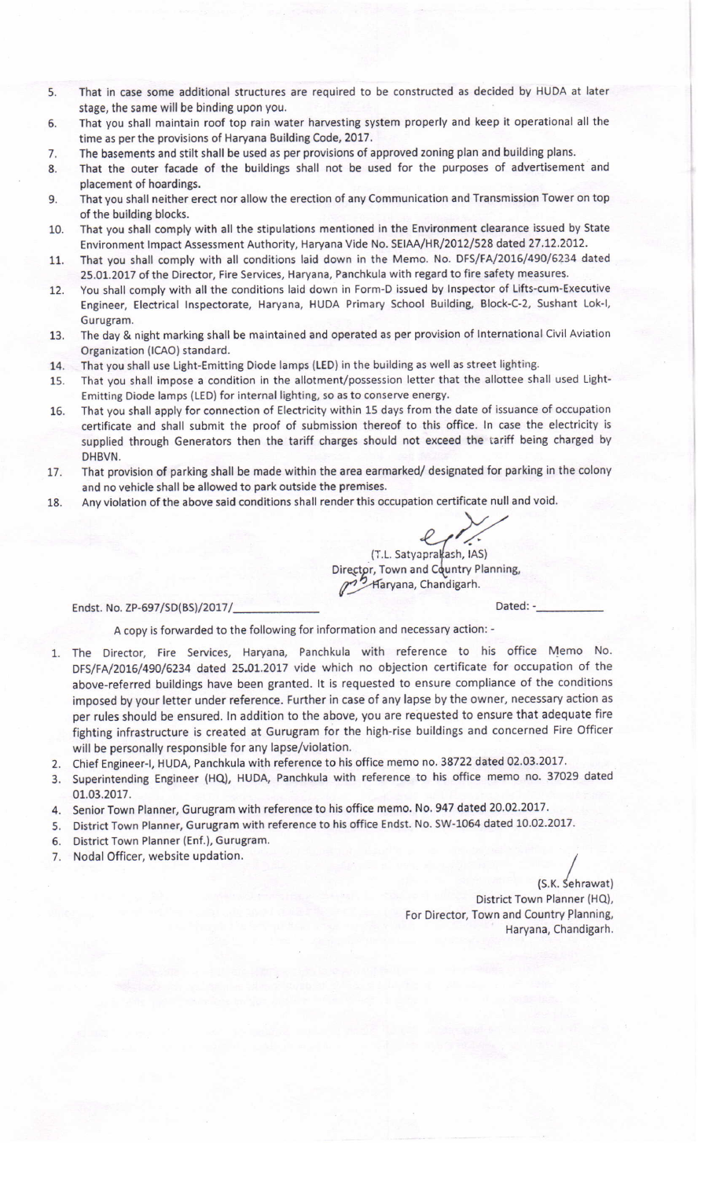5. That in case some additional structures are required to be constructed as decided by HUDA at later stage, the same will be binding upon you.
6. That you shall maintain roof top rain water harvesting system properly and keep it operational all the time as per the provisions of Haryana Building Code, 2017.
7. The basements and stilt shall be used as per provisions of approved zoning plan and building plans.
8. That the outer facade of the buildings shall not be used for the purposes of advertisement and placement of hoardings.
9. That you shall neither erect nor allow the erection of any Communication and Transmission Tower on top of the building blocks.
10. That you shall comply with all the stipulations mentioned in the Environment clearance issued by State Environment Impact Assessment Authority, Haryana Vide No. SEIAA/HR/2012/528 dated 27.12.2012.
11. That you shall comply with all conditions laid down in the Memo. No. DFS/FA/2016/490/6234 dated 25.01.2017 of the Director, Fire Services, Haryana, Panchkula with regard to fire safety measures.
12. You shall comply with all the conditions laid down in Form-D issued by Inspector of Lifts-cum-Executive Engineer, Electrical Inspectorate, Haryana, HUDA Primary School Building, Block-C-2, Sushant Lok-I, Gurugram.
13. The day & night marking shall be maintained and operated as per provision of International Civil Aviation Organization (ICAO) standard.
14. That you shall use Light-Emitting Diode lamps (LED) in the building as well as street lighting.
15. That you shall impose a condition in the allotment/possession letter that the allottee shall used Light-Emitting Diode lamps (LED) for internal lighting, so as to conserve energy.
16. That you shall apply for connection of Electricity within 15 days from the date of issuance of occupation certificate and shall submit the proof of submission thereof to this office. In case the electricity is supplied through Generators then the tariff charges should not exceed the tariff being charged by DHBVN.
17. That provision of parking shall be made within the area earmarked/ designated for parking in the colony and no vehicle shall be allowed to park outside the premises.
18. Any violation of the above said conditions shall render this occupation certificate null and void.

(T.L. Satyaprakash, IAS)
Director, Town and Country Planning,
Haryana, Chandigarh.

Endst. No. ZP-697/SD(BS)/2017/\_\_\_\_\_\_\_\_\_\_ Dated: -\_\_\_\_\_\_\_\_\_\_

A copy is forwarded to the following for information and necessary action: -

1. The Director, Fire Services, Haryana, Panchkula with reference to his office Memo No. DFS/FA/2016/490/6234 dated 25.01.2017 vide which no objection certificate for occupation of the above-referred buildings have been granted. It is requested to ensure compliance of the conditions imposed by your letter under reference. Further in case of any lapse by the owner, necessary action as per rules should be ensured. In addition to the above, you are requested to ensure that adequate fire fighting infrastructure is created at Gurugram for the high-rise buildings and concerned Fire Officer will be personally responsible for any lapse/violation.
2. Chief Engineer-I, HUDA, Panchkula with reference to his office memo no. 38722 dated 02.03.2017.
3. Superintending Engineer (HQ), HUDA, Panchkula with reference to his office memo no. 37029 dated 01.03.2017.
4. Senior Town Planner, Gurugram with reference to his office memo. No. 947 dated 20.02.2017.
5. District Town Planner, Gurugram with reference to his office Endst. No. SW-1064 dated 10.02.2017.
6. District Town Planner (Enf.), Gurugram.
7. Nodal Officer, website updation.

(S.K. Sehrawat)
District Town Planner (HQ),
For Director, Town and Country Planning,
Haryana, Chandigarh.